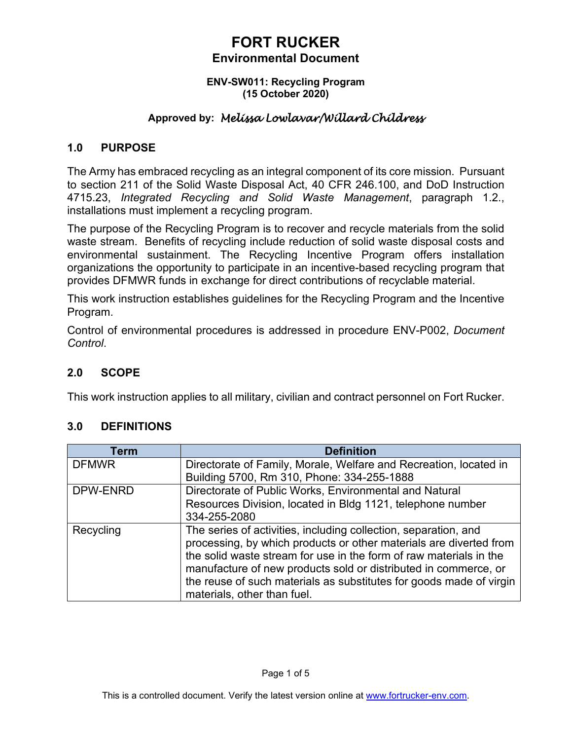# FORT RUCKER

## Environmental Document

**ENV-SW011: Recycling Program**
**(15 October 2020)**

**Approved by:** *Melissa Lowlavar/Willard Childress*

## 1.0 PURPOSE

The Army has embraced recycling as an integral component of its core mission. Pursuant to section 211 of the Solid Waste Disposal Act, 40 CFR 246.100, and DoD Instruction 4715.23, *Integrated Recycling and Solid Waste Management*, paragraph 1.2., installations must implement a recycling program.

The purpose of the Recycling Program is to recover and recycle materials from the solid waste stream. Benefits of recycling include reduction of solid waste disposal costs and environmental sustainment. The Recycling Incentive Program offers installation organizations the opportunity to participate in an incentive-based recycling program that provides DFMWR funds in exchange for direct contributions of recyclable material.

This work instruction establishes guidelines for the Recycling Program and the Incentive Program.

Control of environmental procedures is addressed in procedure ENV-P002, *Document Control*.

## 2.0 SCOPE

This work instruction applies to all military, civilian and contract personnel on Fort Rucker.

## 3.0 DEFINITIONS

| Term | Definition |
|---|---|
| DFMWR | Directorate of Family, Morale, Welfare and Recreation, located in Building 5700, Rm 310, Phone: 334-255-1888 |
| DPW-ENRD | Directorate of Public Works, Environmental and Natural Resources Division, located in Bldg 1121, telephone number 334-255-2080 |
| Recycling | The series of activities, including collection, separation, and processing, by which products or other materials are diverted from the solid waste stream for use in the form of raw materials in the manufacture of new products sold or distributed in commerce, or the reuse of such materials as substitutes for goods made of virgin materials, other than fuel. |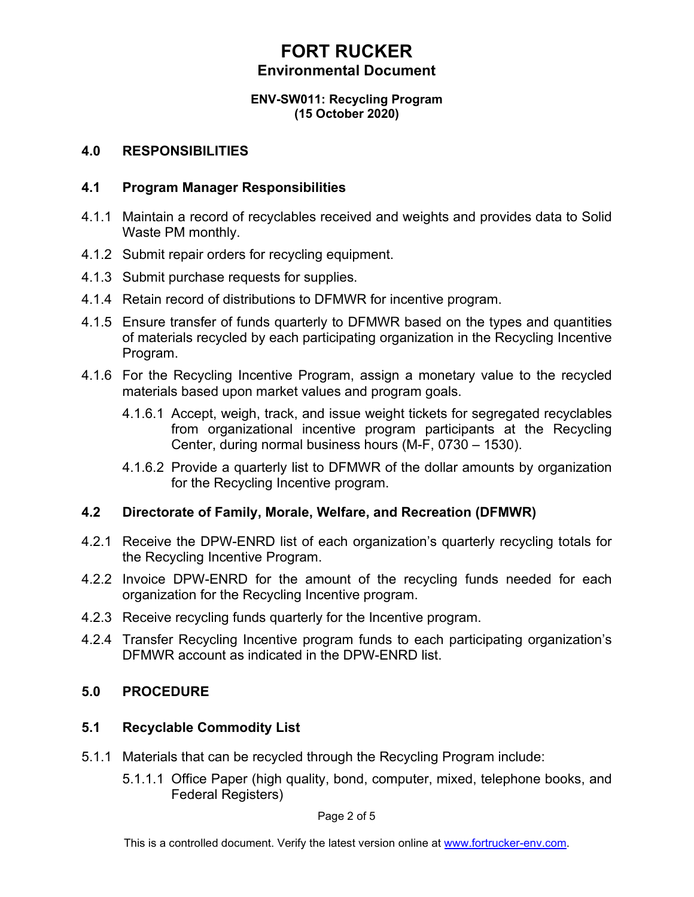## 4.0 RESPONSIBILITIES

### 4.1 Program Manager Responsibilities

4.1.1 Maintain a record of recyclables received and weights and provides data to Solid Waste PM monthly.

4.1.2 Submit repair orders for recycling equipment.

4.1.3 Submit purchase requests for supplies.

4.1.4 Retain record of distributions to DFMWR for incentive program.

4.1.5 Ensure transfer of funds quarterly to DFMWR based on the types and quantities of materials recycled by each participating organization in the Recycling Incentive Program.

4.1.6 For the Recycling Incentive Program, assign a monetary value to the recycled materials based upon market values and program goals.

- 4.1.6.1 Accept, weigh, track, and issue weight tickets for segregated recyclables from organizational incentive program participants at the Recycling Center, during normal business hours (M-F, 0730 – 1530).
- 4.1.6.2 Provide a quarterly list to DFMWR of the dollar amounts by organization for the Recycling Incentive program.

### 4.2 Directorate of Family, Morale, Welfare, and Recreation (DFMWR)

4.2.1 Receive the DPW-ENRD list of each organization's quarterly recycling totals for the Recycling Incentive Program.

4.2.2 Invoice DPW-ENRD for the amount of the recycling funds needed for each organization for the Recycling Incentive program.

4.2.3 Receive recycling funds quarterly for the Incentive program.

4.2.4 Transfer Recycling Incentive program funds to each participating organization's DFMWR account as indicated in the DPW-ENRD list.

## 5.0 PROCEDURE

### 5.1 Recyclable Commodity List

5.1.1 Materials that can be recycled through the Recycling Program include:

- 5.1.1.1 Office Paper (high quality, bond, computer, mixed, telephone books, and Federal Registers)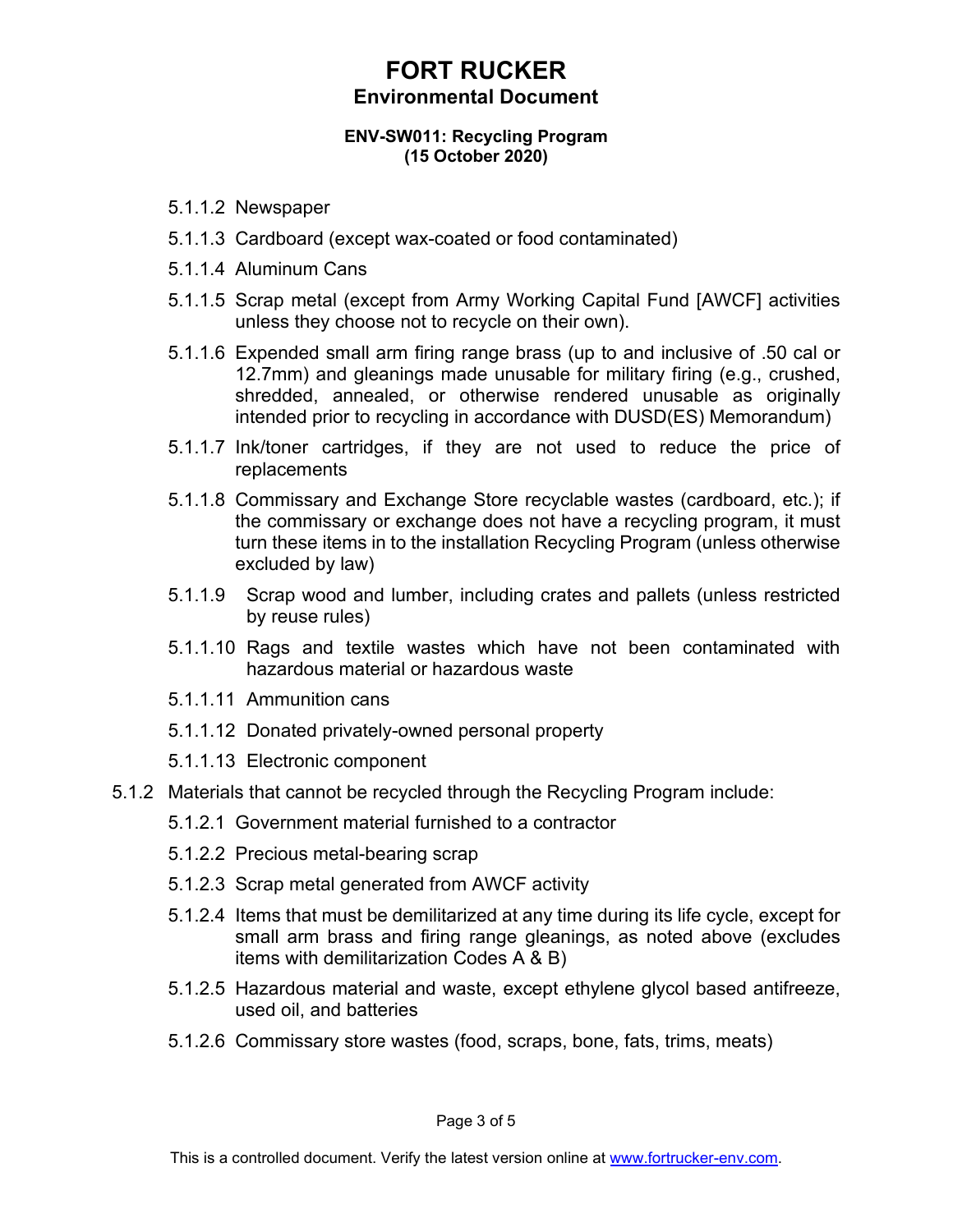5.1.1.2 Newspaper

5.1.1.3 Cardboard (except wax-coated or food contaminated)

5.1.1.4 Aluminum Cans

5.1.1.5 Scrap metal (except from Army Working Capital Fund [AWCF] activities unless they choose not to recycle on their own).

5.1.1.6 Expended small arm firing range brass (up to and inclusive of .50 cal or 12.7mm) and gleanings made unusable for military firing (e.g., crushed, shredded, annealed, or otherwise rendered unusable as originally intended prior to recycling in accordance with DUSD(ES) Memorandum)

5.1.1.7 Ink/toner cartridges, if they are not used to reduce the price of replacements

5.1.1.8 Commissary and Exchange Store recyclable wastes (cardboard, etc.); if the commissary or exchange does not have a recycling program, it must turn these items in to the installation Recycling Program (unless otherwise excluded by law)

5.1.1.9 Scrap wood and lumber, including crates and pallets (unless restricted by reuse rules)

5.1.1.10 Rags and textile wastes which have not been contaminated with hazardous material or hazardous waste

5.1.1.11 Ammunition cans

5.1.1.12 Donated privately-owned personal property

5.1.1.13 Electronic component

5.1.2 Materials that cannot be recycled through the Recycling Program include:

5.1.2.1 Government material furnished to a contractor

5.1.2.2 Precious metal-bearing scrap

5.1.2.3 Scrap metal generated from AWCF activity

5.1.2.4 Items that must be demilitarized at any time during its life cycle, except for small arm brass and firing range gleanings, as noted above (excludes items with demilitarization Codes A & B)

5.1.2.5 Hazardous material and waste, except ethylene glycol based antifreeze, used oil, and batteries

5.1.2.6 Commissary store wastes (food, scraps, bone, fats, trims, meats)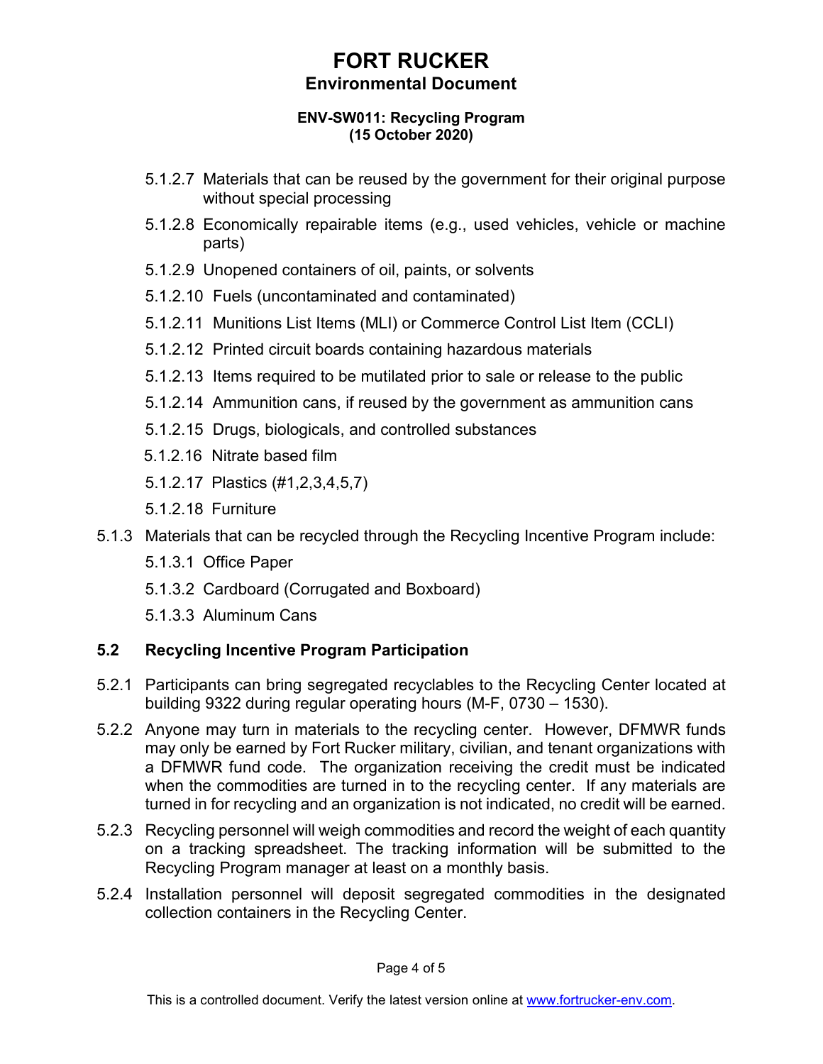5.1.2.7 Materials that can be reused by the government for their original purpose without special processing

5.1.2.8 Economically repairable items (e.g., used vehicles, vehicle or machine parts)

5.1.2.9 Unopened containers of oil, paints, or solvents

5.1.2.10 Fuels (uncontaminated and contaminated)

5.1.2.11 Munitions List Items (MLI) or Commerce Control List Item (CCLI)

5.1.2.12 Printed circuit boards containing hazardous materials

5.1.2.13 Items required to be mutilated prior to sale or release to the public

5.1.2.14 Ammunition cans, if reused by the government as ammunition cans

5.1.2.15 Drugs, biologicals, and controlled substances

5.1.2.16 Nitrate based film

5.1.2.17 Plastics (#1,2,3,4,5,7)

5.1.2.18 Furniture

5.1.3 Materials that can be recycled through the Recycling Incentive Program include:

5.1.3.1 Office Paper

5.1.3.2 Cardboard (Corrugated and Boxboard)

5.1.3.3 Aluminum Cans

## 5.2 Recycling Incentive Program Participation

5.2.1 Participants can bring segregated recyclables to the Recycling Center located at building 9322 during regular operating hours (M-F, 0730 – 1530).

5.2.2 Anyone may turn in materials to the recycling center. However, DFMWR funds may only be earned by Fort Rucker military, civilian, and tenant organizations with a DFMWR fund code. The organization receiving the credit must be indicated when the commodities are turned in to the recycling center. If any materials are turned in for recycling and an organization is not indicated, no credit will be earned.

5.2.3 Recycling personnel will weigh commodities and record the weight of each quantity on a tracking spreadsheet. The tracking information will be submitted to the Recycling Program manager at least on a monthly basis.

5.2.4 Installation personnel will deposit segregated commodities in the designated collection containers in the Recycling Center.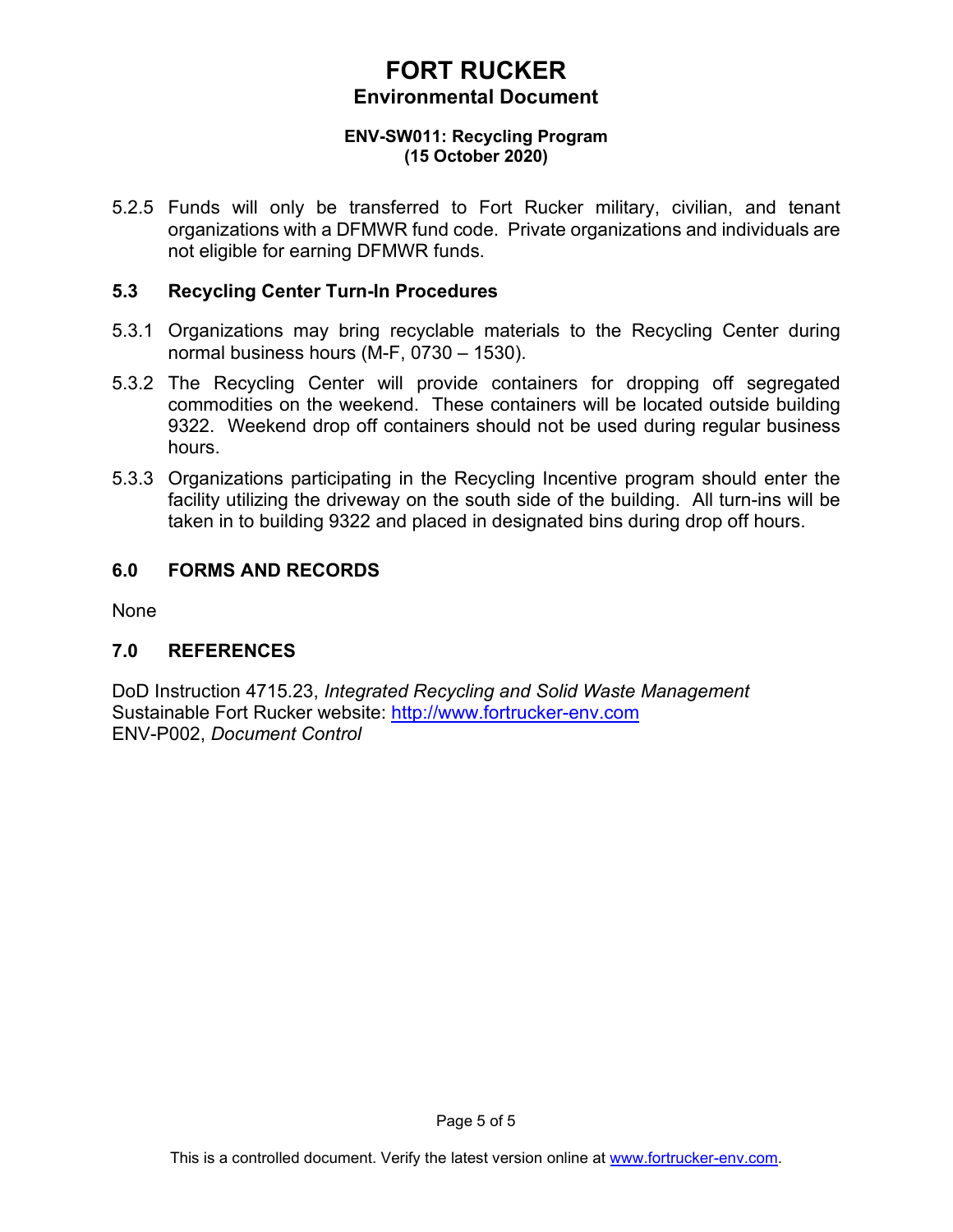5.2.5 Funds will only be transferred to Fort Rucker military, civilian, and tenant organizations with a DFMWR fund code. Private organizations and individuals are not eligible for earning DFMWR funds.

## 5.3 Recycling Center Turn-In Procedures

5.3.1 Organizations may bring recyclable materials to the Recycling Center during normal business hours (M-F, 0730 – 1530).

5.3.2 The Recycling Center will provide containers for dropping off segregated commodities on the weekend. These containers will be located outside building 9322. Weekend drop off containers should not be used during regular business hours.

5.3.3 Organizations participating in the Recycling Incentive program should enter the facility utilizing the driveway on the south side of the building. All turn-ins will be taken in to building 9322 and placed in designated bins during drop off hours.

## 6.0 FORMS AND RECORDS

None

## 7.0 REFERENCES

DoD Instruction 4715.23, *Integrated Recycling and Solid Waste Management*
Sustainable Fort Rucker website: [http://www.fortrucker-env.com](http://www.fortrucker-env.com)
ENV-P002, *Document Control*